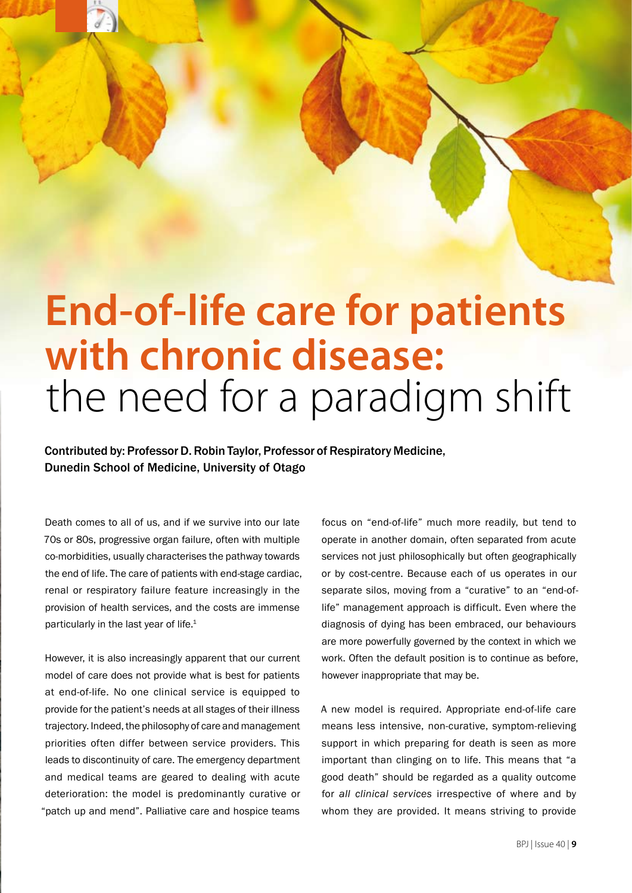# End-of-life care for patients with chronic disease: the need for a paradigm shift

**Contributed by: Professor D. Robin Taylor, Professor of Respiratory Medicine, Dunedin School of Medicine, University of Otago**

Death comes to all of us, and if we survive into our late 70s or 80s, progressive organ failure, often with multiple co-morbidities, usually characterises the pathway towards the end of life. The care of patients with end-stage cardiac, renal or respiratory failure feature increasingly in the provision of health services, and the costs are immense particularly in the last year of life.[1]

However, it is also increasingly apparent that our current model of care does not provide what is best for patients at end-of-life. No one clinical service is equipped to provide for the patient's needs at all stages of their illness trajectory. Indeed, the philosophy of care and management priorities often differ between service providers. This leads to discontinuity of care. The emergency department and medical teams are geared to dealing with acute deterioration: the model is predominantly curative or "patch up and mend". Palliative care and hospice teams focus on "end-of-life" much more readily, but tend to operate in another domain, often separated from acute services not just philosophically but often geographically or by cost-centre. Because each of us operates in our separate silos, moving from a "curative" to an "end-of-life" management approach is difficult. Even where the diagnosis of dying has been embraced, our behaviours are more powerfully governed by the context in which we work. Often the default position is to continue as before, however inappropriate that may be.

A new model is required. Appropriate end-of-life care means less intensive, non-curative, symptom-relieving support in which preparing for death is seen as more important than clinging on to life. This means that "a good death" should be regarded as a quality outcome for *all clinical services* irrespective of where and by whom they are provided. It means striving to provide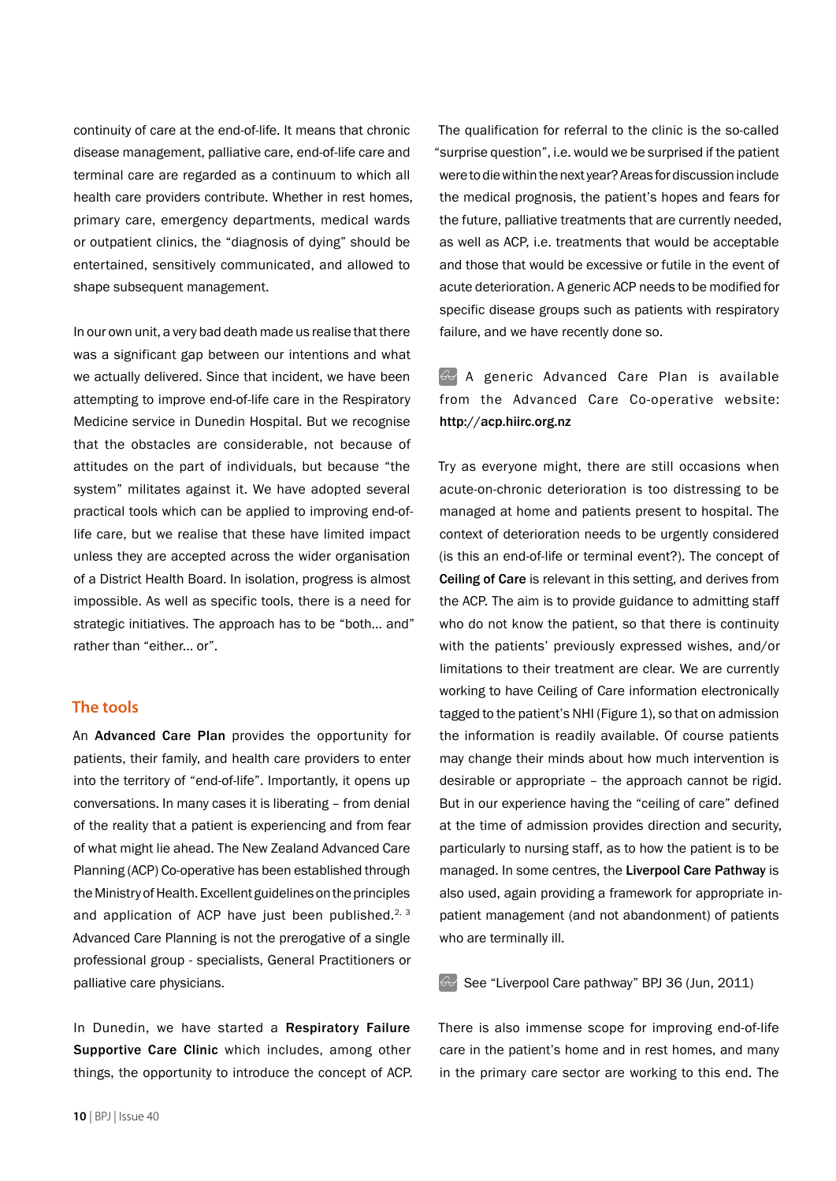continuity of care at the end-of-life. It means that chronic disease management, palliative care, end-of-life care and terminal care are regarded as a continuum to which all health care providers contribute. Whether in rest homes, primary care, emergency departments, medical wards or outpatient clinics, the "diagnosis of dying" should be entertained, sensitively communicated, and allowed to shape subsequent management.

In our own unit, a very bad death made us realise that there was a significant gap between our intentions and what we actually delivered. Since that incident, we have been attempting to improve end-of-life care in the Respiratory Medicine service in Dunedin Hospital. But we recognise that the obstacles are considerable, not because of attitudes on the part of individuals, but because "the system" militates against it. We have adopted several practical tools which can be applied to improving end-of-life care, but we realise that these have limited impact unless they are accepted across the wider organisation of a District Health Board. In isolation, progress is almost impossible. As well as specific tools, there is a need for strategic initiatives. The approach has to be "both… and" rather than "either… or".

## The tools

An **Advanced Care Plan** provides the opportunity for patients, their family, and health care providers to enter into the territory of "end-of-life". Importantly, it opens up conversations. In many cases it is liberating – from denial of the reality that a patient is experiencing and from fear of what might lie ahead. The New Zealand Advanced Care Planning (ACP) Co-operative has been established through the Ministry of Health. Excellent guidelines on the principles and application of ACP have just been published.[2, 3] Advanced Care Planning is not the prerogative of a single professional group - specialists, General Practitioners or palliative care physicians.

In Dunedin, we have started a **Respiratory Failure Supportive Care Clinic** which includes, among other things, the opportunity to introduce the concept of ACP. The qualification for referral to the clinic is the so-called "surprise question", i.e. would we be surprised if the patient were to die within the next year? Areas for discussion include the medical prognosis, the patient's hopes and fears for the future, palliative treatments that are currently needed, as well as ACP, i.e. treatments that would be acceptable and those that would be excessive or futile in the event of acute deterioration. A generic ACP needs to be modified for specific disease groups such as patients with respiratory failure, and we have recently done so.

A generic Advanced Care Plan is available from the Advanced Care Co-operative website: **http://acp.hiirc.org.nz**

Try as everyone might, there are still occasions when acute-on-chronic deterioration is too distressing to be managed at home and patients present to hospital. The context of deterioration needs to be urgently considered (is this an end-of-life or terminal event?). The concept of **Ceiling of Care** is relevant in this setting, and derives from the ACP. The aim is to provide guidance to admitting staff who do not know the patient, so that there is continuity with the patients' previously expressed wishes, and/or limitations to their treatment are clear. We are currently working to have Ceiling of Care information electronically tagged to the patient's NHI (Figure 1), so that on admission the information is readily available. Of course patients may change their minds about how much intervention is desirable or appropriate – the approach cannot be rigid. But in our experience having the "ceiling of care" defined at the time of admission provides direction and security, particularly to nursing staff, as to how the patient is to be managed. In some centres, the **Liverpool Care Pathway** is also used, again providing a framework for appropriate in-patient management (and not abandonment) of patients who are terminally ill.

See "Liverpool Care pathway" BPJ 36 (Jun, 2011)

There is also immense scope for improving end-of-life care in the patient's home and in rest homes, and many in the primary care sector are working to this end. The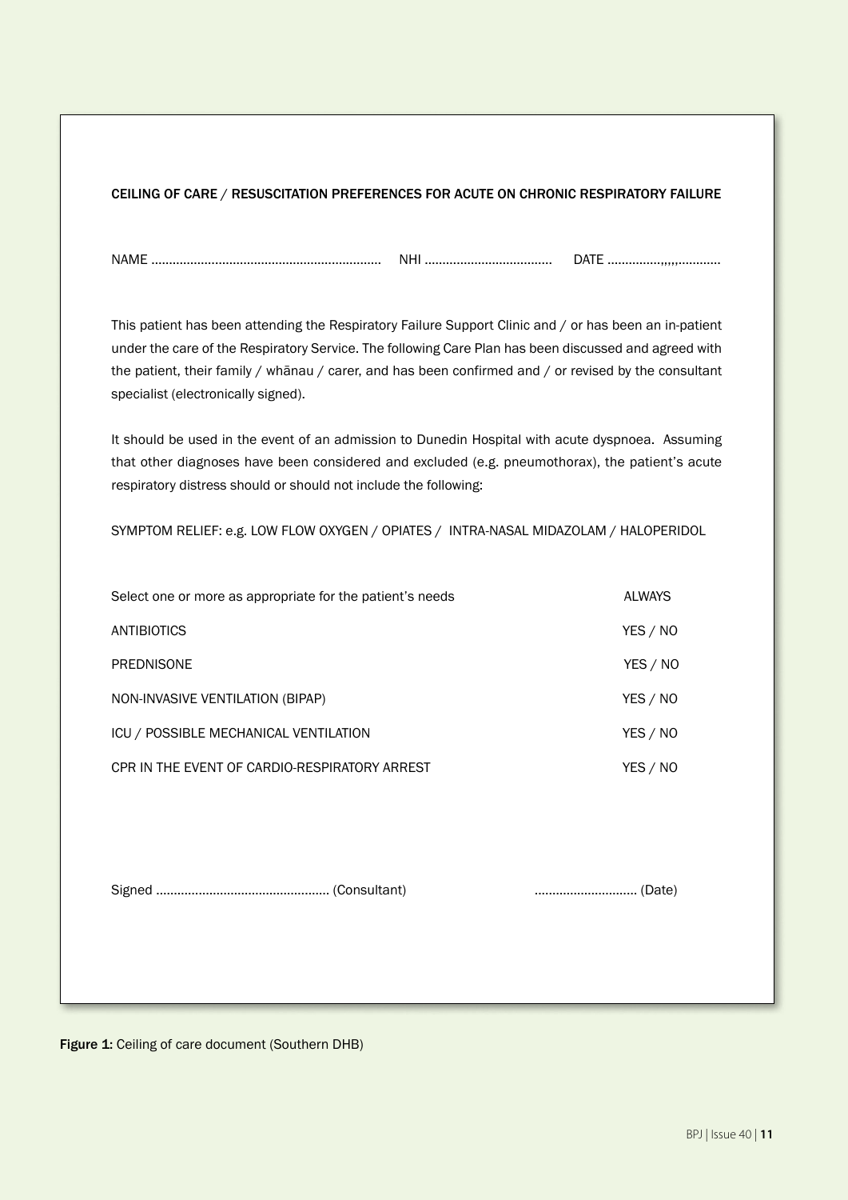## CEILING OF CARE / RESUSCITATION PREFERENCES FOR ACUTE ON CHRONIC RESPIRATORY FAILURE

NAME ................................................................ NHI .................................... DATE ..............,,,,,...........

This patient has been attending the Respiratory Failure Support Clinic and / or has been an in-patient under the care of the Respiratory Service. The following Care Plan has been discussed and agreed with the patient, their family / whānau / carer, and has been confirmed and / or revised by the consultant specialist (electronically signed).

It should be used in the event of an admission to Dunedin Hospital with acute dyspnoea. Assuming that other diagnoses have been considered and excluded (e.g. pneumothorax), the patient's acute respiratory distress should or should not include the following:

SYMPTOM RELIEF: e.g. LOW FLOW OXYGEN / OPIATES / INTRA-NASAL MIDAZOLAM / HALOPERIDOL

| Select one or more as appropriate for the patient's needs | ALWAYS |
|---|---|
| ANTIBIOTICS | YES / NO |
| PREDNISONE | YES / NO |
| NON-INVASIVE VENTILATION (BIPAP) | YES / NO |
| ICU / POSSIBLE MECHANICAL VENTILATION | YES / NO |
| CPR IN THE EVENT OF CARDIO-RESPIRATORY ARREST | YES / NO |

Signed ................................................ (Consultant) ............................ (Date)

**Figure 1:** Ceiling of care document (Southern DHB)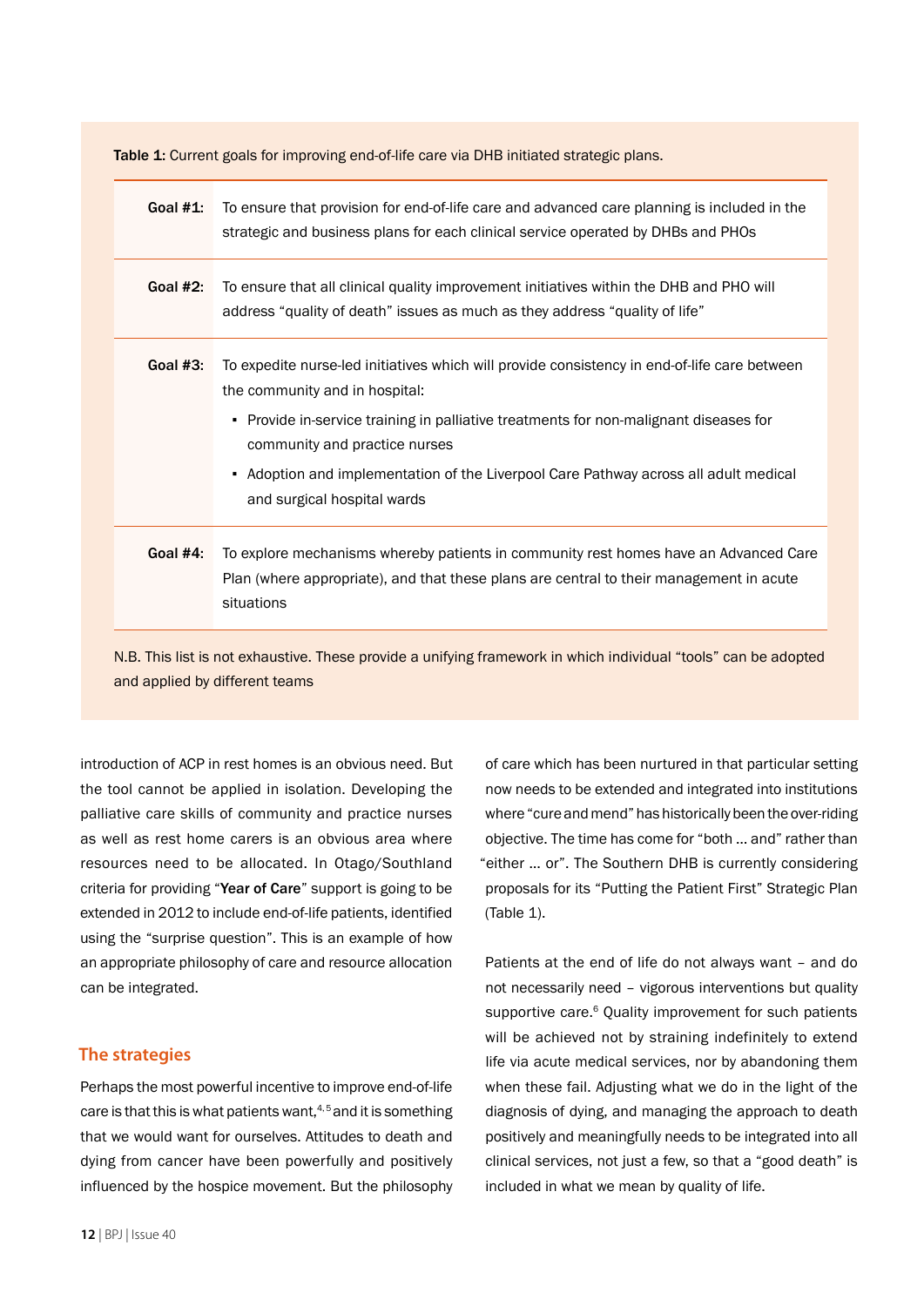**Table 1:** Current goals for improving end-of-life care via DHB initiated strategic plans.

| | |
|---|---|
| **Goal #1:** | To ensure that provision for end-of-life care and advanced care planning is included in the strategic and business plans for each clinical service operated by DHBs and PHOs |
| **Goal #2:** | To ensure that all clinical quality improvement initiatives within the DHB and PHO will address "quality of death" issues as much as they address "quality of life" |
| **Goal #3:** | To expedite nurse-led initiatives which will provide consistency in end-of-life care between the community and in hospital:<br>▪ Provide in-service training in palliative treatments for non-malignant diseases for community and practice nurses<br>▪ Adoption and implementation of the Liverpool Care Pathway across all adult medical and surgical hospital wards |
| **Goal #4:** | To explore mechanisms whereby patients in community rest homes have an Advanced Care Plan (where appropriate), and that these plans are central to their management in acute situations |

N.B. This list is not exhaustive. These provide a unifying framework in which individual "tools" can be adopted and applied by different teams

introduction of ACP in rest homes is an obvious need. But the tool cannot be applied in isolation. Developing the palliative care skills of community and practice nurses as well as rest home carers is an obvious area where resources need to be allocated. In Otago/Southland criteria for providing "**Year of Care**" support is going to be extended in 2012 to include end-of-life patients, identified using the "surprise question". This is an example of how an appropriate philosophy of care and resource allocation can be integrated.

## The strategies

Perhaps the most powerful incentive to improve end-of-life care is that this is what patients want,[4,5] and it is something that we would want for ourselves. Attitudes to death and dying from cancer have been powerfully and positively influenced by the hospice movement. But the philosophy of care which has been nurtured in that particular setting now needs to be extended and integrated into institutions where "cure and mend" has historically been the over-riding objective. The time has come for "both ... and" rather than "either ... or". The Southern DHB is currently considering proposals for its "Putting the Patient First" Strategic Plan (Table 1).

Patients at the end of life do not always want – and do not necessarily need – vigorous interventions but quality supportive care.[6] Quality improvement for such patients will be achieved not by straining indefinitely to extend life via acute medical services, nor by abandoning them when these fail. Adjusting what we do in the light of the diagnosis of dying, and managing the approach to death positively and meaningfully needs to be integrated into all clinical services, not just a few, so that a "good death" is included in what we mean by quality of life.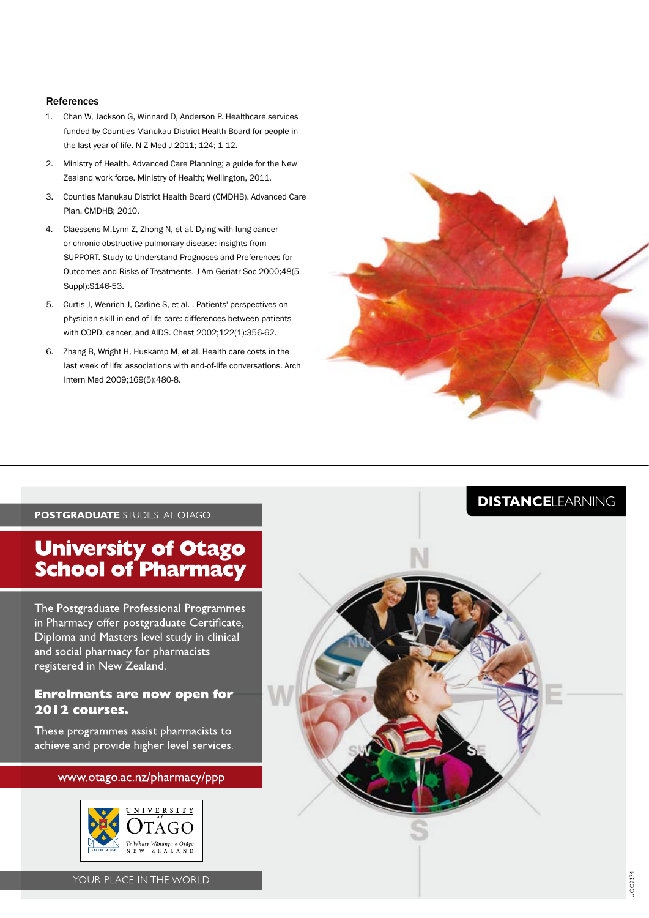## References

1. Chan W, Jackson G, Winnard D, Anderson P. Healthcare services funded by Counties Manukau District Health Board for people in the last year of life. N Z Med J 2011; 124; 1-12.
2. Ministry of Health. Advanced Care Planning; a guide for the New Zealand work force. Ministry of Health; Wellington, 2011.
3. Counties Manukau District Health Board (CMDHB). Advanced Care Plan. CMDHB; 2010.
4. Claessens M,Lynn Z, Zhong N, et al. Dying with lung cancer or chronic obstructive pulmonary disease: insights from SUPPORT. Study to Understand Prognoses and Preferences for Outcomes and Risks of Treatments. J Am Geriatr Soc 2000;48(5 Suppl):S146-53.
5. Curtis J, Wenrich J, Carline S, et al. . Patients' perspectives on physician skill in end-of-life care: differences between patients with COPD, cancer, and AIDS. Chest 2002;122(1):356-62.
6. Zhang B, Wright H, Huskamp M, et al. Health care costs in the last week of life: associations with end-of-life conversations. Arch Intern Med 2009;169(5):480-8.

**POSTGRADUATE** STUDIES AT OTAGO

**DISTANCE**LEARNING

# University of Otago School of Pharmacy

The Postgraduate Professional Programmes in Pharmacy offer postgraduate Certificate, Diploma and Masters level study in clinical and social pharmacy for pharmacists registered in New Zealand.

**Enrolments are now open for 2012 courses.**

These programmes assist pharmacists to achieve and provide higher level services.

www.otago.ac.nz/pharmacy/ppp

UNIVERSITY of OTAGO
Te Whare Wānanga o Otāgo
NEW ZEALAND

YOUR PLACE IN THE WORLD

UO02374